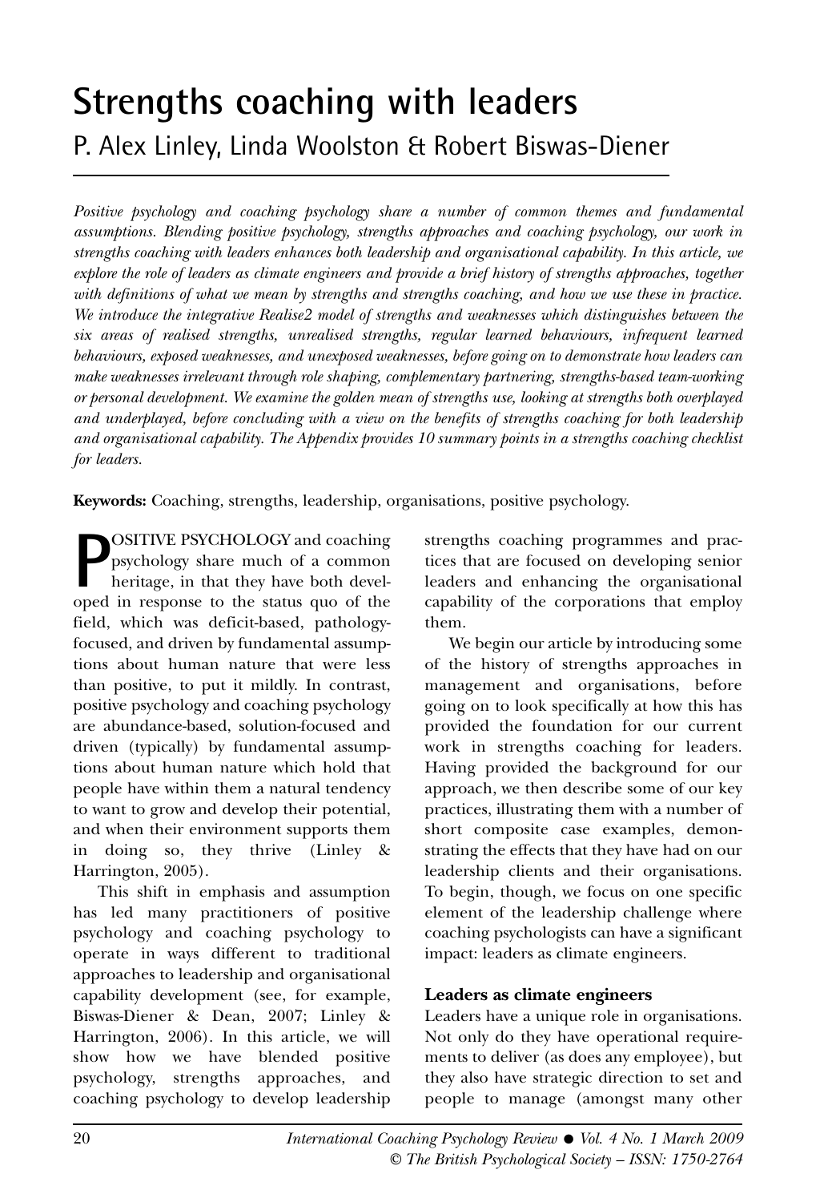# Strengths coaching with leaders

## P. Alex Linley, Linda Woolston & Robert Biswas-Diener

*Positive psychology and coaching psychology share a number of common themes and fundamental assumptions. Blending positive psychology, strengths approaches and coaching psychology, our work in strengths coaching with leaders enhances both leadership and organisational capability. In this article, we explore the role of leaders as climate engineers and provide a brief history of strengths approaches, together with definitions of what we mean by strengths and strengths coaching, and how we use these in practice. We introduce the integrative Realise2 model of strengths and weaknesses which distinguishes between the six areas of realised strengths, unrealised strengths, regular learned behaviours, infrequent learned behaviours, exposed weaknesses, and unexposed weaknesses, before going on to demonstrate how leaders can make weaknesses irrelevant through role shaping, complementary partnering, strengths-based team-working or personal development. We examine the golden mean of strengths use, looking at strengths both overplayed and underplayed, before concluding with a view on the benefits of strengths coaching for both leadership and organisational capability. The Appendix provides 10 summary points in a strengths coaching checklist for leaders.*

**Keywords:** Coaching, strengths, leadership, organisations, positive psychology.

POSITIVE PSYCHOLOGY and coaching psychology share much of a common heritage, in that they have both developed in response to the status quo of the field, which was deficit-based, pathology-focused, and driven by fundamental assumptions about human nature that were less than positive, to put it mildly. In contrast, positive psychology and coaching psychology are abundance-based, solution-focused and driven (typically) by fundamental assumptions about human nature which hold that people have within them a natural tendency to want to grow and develop their potential, and when their environment supports them in doing so, they thrive (Linley & Harrington, 2005).

This shift in emphasis and assumption has led many practitioners of positive psychology and coaching psychology to operate in ways different to traditional approaches to leadership and organisational capability development (see, for example, Biswas-Diener & Dean, 2007; Linley & Harrington, 2006). In this article, we will show how we have blended positive psychology, strengths approaches, and coaching psychology to develop leadership strengths coaching programmes and practices that are focused on developing senior leaders and enhancing the organisational capability of the corporations that employ them.

We begin our article by introducing some of the history of strengths approaches in management and organisations, before going on to look specifically at how this has provided the foundation for our current work in strengths coaching for leaders. Having provided the background for our approach, we then describe some of our key practices, illustrating them with a number of short composite case examples, demonstrating the effects that they have had on our leadership clients and their organisations. To begin, though, we focus on one specific element of the leadership challenge where coaching psychologists can have a significant impact: leaders as climate engineers.

### Leaders as climate engineers

Leaders have a unique role in organisations. Not only do they have operational requirements to deliver (as does any employee), but they also have strategic direction to set and people to manage (amongst many other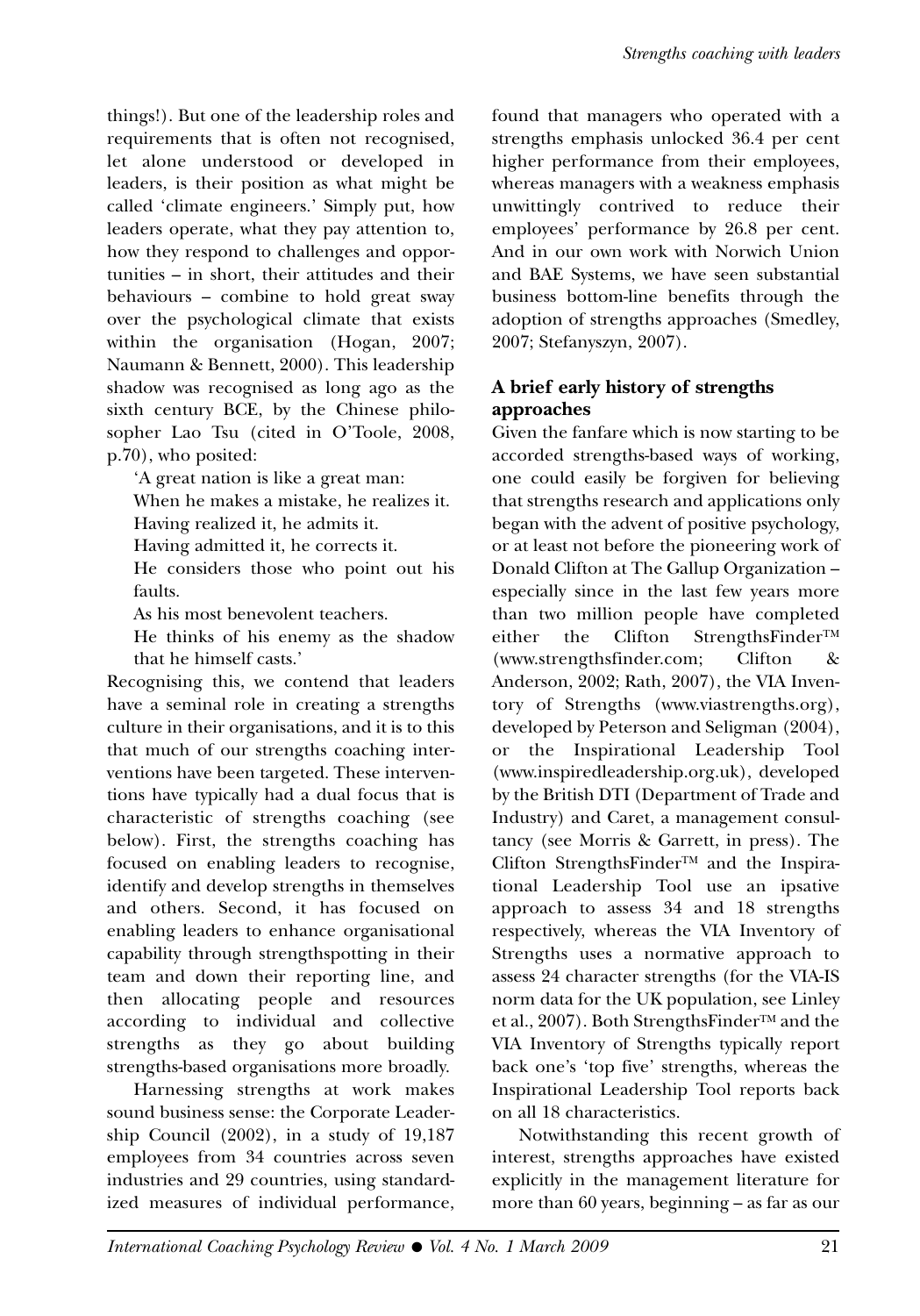things!). But one of the leadership roles and requirements that is often not recognised, let alone understood or developed in leaders, is their position as what might be called 'climate engineers.' Simply put, how leaders operate, what they pay attention to, how they respond to challenges and opportunities – in short, their attitudes and their behaviours – combine to hold great sway over the psychological climate that exists within the organisation (Hogan, 2007; Naumann & Bennett, 2000). This leadership shadow was recognised as long ago as the sixth century BCE, by the Chinese philosopher Lao Tsu (cited in O'Toole, 2008, p.70), who posited:

> 'A great nation is like a great man:
> When he makes a mistake, he realizes it.
> Having realized it, he admits it.
> Having admitted it, he corrects it.
> He considers those who point out his faults.
> As his most benevolent teachers.
> He thinks of his enemy as the shadow that he himself casts.'

Recognising this, we contend that leaders have a seminal role in creating a strengths culture in their organisations, and it is to this that much of our strengths coaching interventions have been targeted. These interventions have typically had a dual focus that is characteristic of strengths coaching (see below). First, the strengths coaching has focused on enabling leaders to recognise, identify and develop strengths in themselves and others. Second, it has focused on enabling leaders to enhance organisational capability through strengthspotting in their team and down their reporting line, and then allocating people and resources according to individual and collective strengths as they go about building strengths-based organisations more broadly.

Harnessing strengths at work makes sound business sense: the Corporate Leadership Council (2002), in a study of 19,187 employees from 34 countries across seven industries and 29 countries, using standardized measures of individual performance, found that managers who operated with a strengths emphasis unlocked 36.4 per cent higher performance from their employees, whereas managers with a weakness emphasis unwittingly contrived to reduce their employees' performance by 26.8 per cent. And in our own work with Norwich Union and BAE Systems, we have seen substantial business bottom-line benefits through the adoption of strengths approaches (Smedley, 2007; Stefanyszyn, 2007).

## A brief early history of strengths approaches

Given the fanfare which is now starting to be accorded strengths-based ways of working, one could easily be forgiven for believing that strengths research and applications only began with the advent of positive psychology, or at least not before the pioneering work of Donald Clifton at The Gallup Organization – especially since in the last few years more than two million people have completed either the Clifton StrengthsFinder™ (www.strengthsfinder.com; Clifton & Anderson, 2002; Rath, 2007), the VIA Inventory of Strengths (www.viastrengths.org), developed by Peterson and Seligman (2004), or the Inspirational Leadership Tool (www.inspiredleadership.org.uk), developed by the British DTI (Department of Trade and Industry) and Caret, a management consultancy (see Morris & Garrett, in press). The Clifton StrengthsFinder™ and the Inspirational Leadership Tool use an ipsative approach to assess 34 and 18 strengths respectively, whereas the VIA Inventory of Strengths uses a normative approach to assess 24 character strengths (for the VIA-IS norm data for the UK population, see Linley et al., 2007). Both StrengthsFinder™ and the VIA Inventory of Strengths typically report back one's 'top five' strengths, whereas the Inspirational Leadership Tool reports back on all 18 characteristics.

Notwithstanding this recent growth of interest, strengths approaches have existed explicitly in the management literature for more than 60 years, beginning – as far as our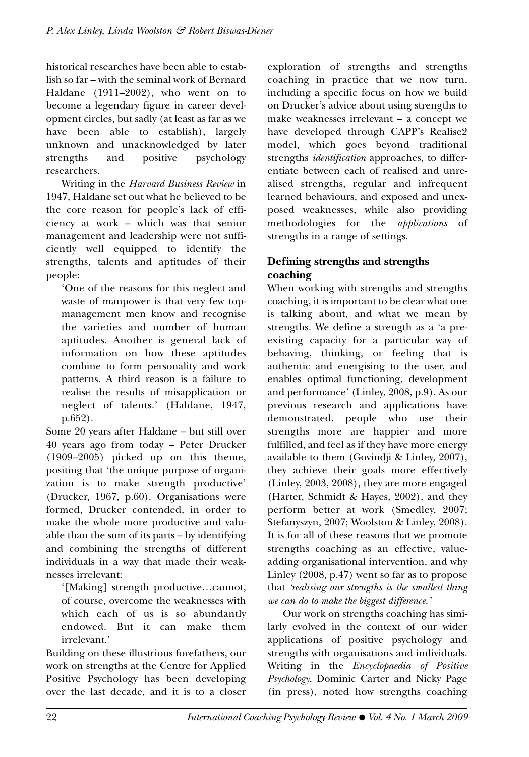historical researches have been able to establish so far – with the seminal work of Bernard Haldane (1911–2002), who went on to become a legendary figure in career development circles, but sadly (at least as far as we have been able to establish), largely unknown and unacknowledged by later strengths and positive psychology researchers.

Writing in the *Harvard Business Review* in 1947, Haldane set out what he believed to be the core reason for people's lack of efficiency at work – which was that senior management and leadership were not sufficiently well equipped to identify the strengths, talents and aptitudes of their people:

> 'One of the reasons for this neglect and waste of manpower is that very few top-management men know and recognise the varieties and number of human aptitudes. Another is general lack of information on how these aptitudes combine to form personality and work patterns. A third reason is a failure to realise the results of misapplication or neglect of talents.' (Haldane, 1947, p.652).

Some 20 years after Haldane – but still over 40 years ago from today – Peter Drucker (1909–2005) picked up on this theme, positing that 'the unique purpose of organization is to make strength productive' (Drucker, 1967, p.60). Organisations were formed, Drucker contended, in order to make the whole more productive and valuable than the sum of its parts – by identifying and combining the strengths of different individuals in a way that made their weaknesses irrelevant:

> '[Making] strength productive…cannot, of course, overcome the weaknesses with which each of us is so abundantly endowed. But it can make them irrelevant.'

Building on these illustrious forefathers, our work on strengths at the Centre for Applied Positive Psychology has been developing over the last decade, and it is to a closer exploration of strengths and strengths coaching in practice that we now turn, including a specific focus on how we build on Drucker's advice about using strengths to make weaknesses irrelevant – a concept we have developed through CAPP's Realise2 model, which goes beyond traditional strengths *identification* approaches, to differentiate between each of realised and unrealised strengths, regular and infrequent learned behaviours, and exposed and unexposed weaknesses, while also providing methodologies for the *applications* of strengths in a range of settings.

## Defining strengths and strengths coaching

When working with strengths and strengths coaching, it is important to be clear what one is talking about, and what we mean by strengths. We define a strength as a 'a pre-existing capacity for a particular way of behaving, thinking, or feeling that is authentic and energising to the user, and enables optimal functioning, development and performance' (Linley, 2008, p.9). As our previous research and applications have demonstrated, people who use their strengths more are happier and more fulfilled, and feel as if they have more energy available to them (Govindji & Linley, 2007), they achieve their goals more effectively (Linley, 2003, 2008), they are more engaged (Harter, Schmidt & Hayes, 2002), and they perform better at work (Smedley, 2007; Stefanyszyn, 2007; Woolston & Linley, 2008). It is for all of these reasons that we promote strengths coaching as an effective, value-adding organisational intervention, and why Linley (2008, p.47) went so far as to propose that *'realising our strengths is the smallest thing we can do to make the biggest difference.'*

Our work on strengths coaching has similarly evolved in the context of our wider applications of positive psychology and strengths with organisations and individuals. Writing in the *Encyclopaedia of Positive Psychology*, Dominic Carter and Nicky Page (in press), noted how strengths coaching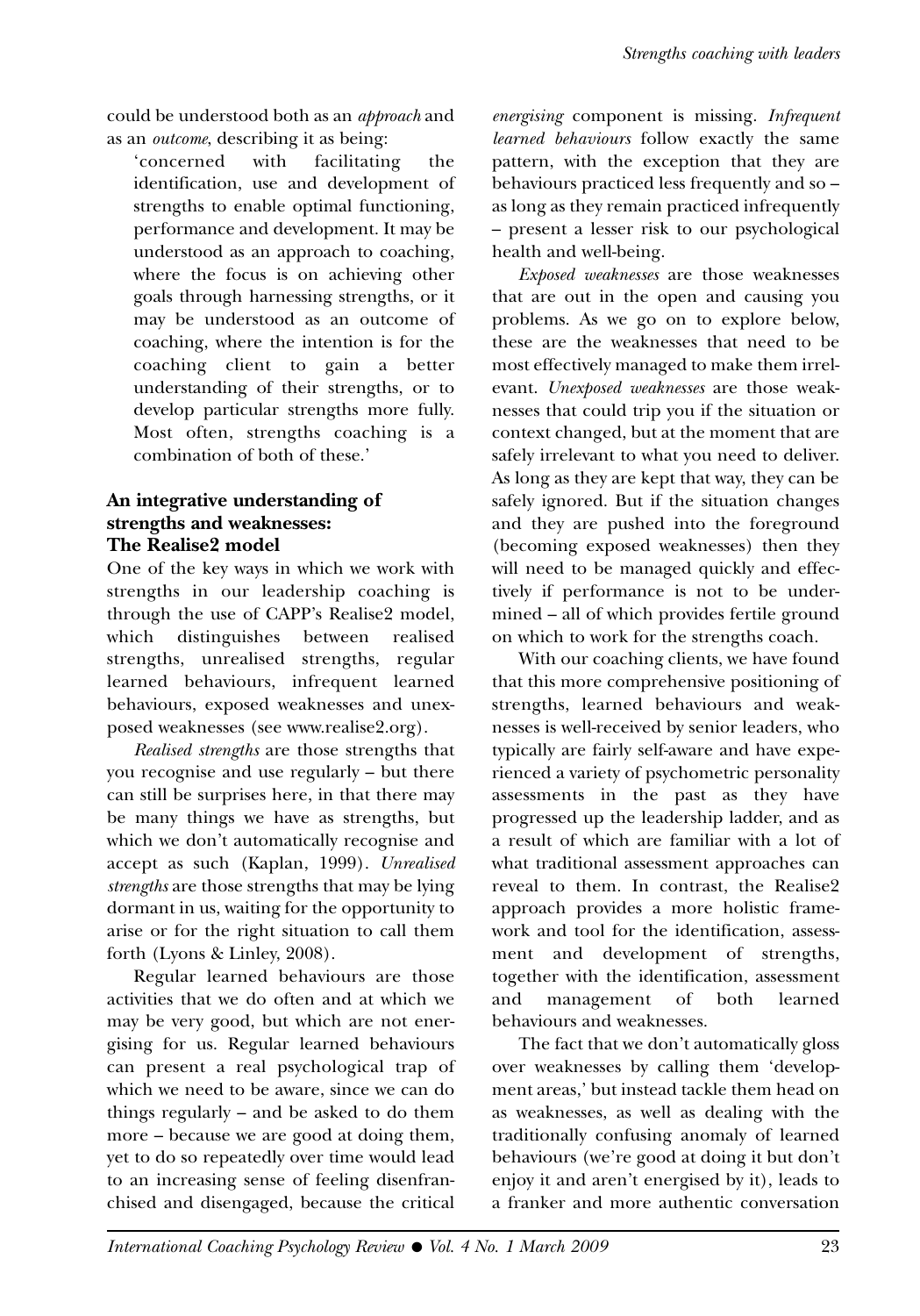could be understood both as an *approach* and as an *outcome*, describing it as being:

> 'concerned with facilitating the identification, use and development of strengths to enable optimal functioning, performance and development. It may be understood as an approach to coaching, where the focus is on achieving other goals through harnessing strengths, or it may be understood as an outcome of coaching, where the intention is for the coaching client to gain a better understanding of their strengths, or to develop particular strengths more fully. Most often, strengths coaching is a combination of both of these.'

### An integrative understanding of strengths and weaknesses: The Realise2 model

One of the key ways in which we work with strengths in our leadership coaching is through the use of CAPP's Realise2 model, which distinguishes between realised strengths, unrealised strengths, regular learned behaviours, infrequent learned behaviours, exposed weaknesses and unexposed weaknesses (see www.realise2.org).

*Realised strengths* are those strengths that you recognise and use regularly – but there can still be surprises here, in that there may be many things we have as strengths, but which we don't automatically recognise and accept as such (Kaplan, 1999). *Unrealised strengths* are those strengths that may be lying dormant in us, waiting for the opportunity to arise or for the right situation to call them forth (Lyons & Linley, 2008).

Regular learned behaviours are those activities that we do often and at which we may be very good, but which are not energising for us. Regular learned behaviours can present a real psychological trap of which we need to be aware, since we can do things regularly – and be asked to do them more – because we are good at doing them, yet to do so repeatedly over time would lead to an increasing sense of feeling disenfranchised and disengaged, because the critical *energising* component is missing. *Infrequent learned behaviours* follow exactly the same pattern, with the exception that they are behaviours practiced less frequently and so – as long as they remain practiced infrequently – present a lesser risk to our psychological health and well-being.

*Exposed weaknesses* are those weaknesses that are out in the open and causing you problems. As we go on to explore below, these are the weaknesses that need to be most effectively managed to make them irrelevant. *Unexposed weaknesses* are those weaknesses that could trip you if the situation or context changed, but at the moment that are safely irrelevant to what you need to deliver. As long as they are kept that way, they can be safely ignored. But if the situation changes and they are pushed into the foreground (becoming exposed weaknesses) then they will need to be managed quickly and effectively if performance is not to be undermined – all of which provides fertile ground on which to work for the strengths coach.

With our coaching clients, we have found that this more comprehensive positioning of strengths, learned behaviours and weaknesses is well-received by senior leaders, who typically are fairly self-aware and have experienced a variety of psychometric personality assessments in the past as they have progressed up the leadership ladder, and as a result of which are familiar with a lot of what traditional assessment approaches can reveal to them. In contrast, the Realise2 approach provides a more holistic framework and tool for the identification, assessment and development of strengths, together with the identification, assessment and management of both learned behaviours and weaknesses.

The fact that we don't automatically gloss over weaknesses by calling them 'development areas,' but instead tackle them head on as weaknesses, as well as dealing with the traditionally confusing anomaly of learned behaviours (we're good at doing it but don't enjoy it and aren't energised by it), leads to a franker and more authentic conversation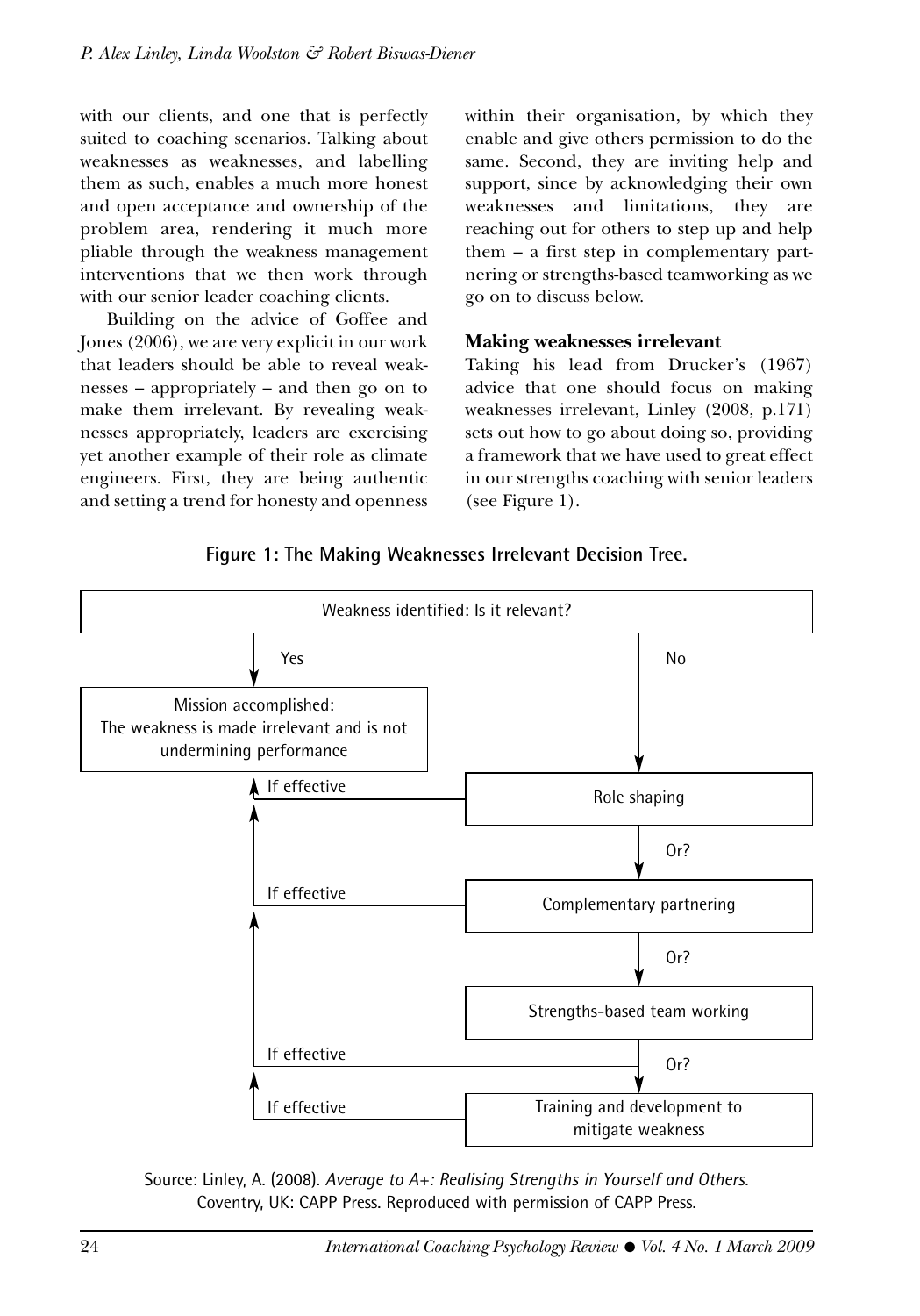with our clients, and one that is perfectly suited to coaching scenarios. Talking about weaknesses as weaknesses, and labelling them as such, enables a much more honest and open acceptance and ownership of the problem area, rendering it much more pliable through the weakness management interventions that we then work through with our senior leader coaching clients.

Building on the advice of Goffee and Jones (2006), we are very explicit in our work that leaders should be able to reveal weaknesses – appropriately – and then go on to make them irrelevant. By revealing weaknesses appropriately, leaders are exercising yet another example of their role as climate engineers. First, they are being authentic and setting a trend for honesty and openness within their organisation, by which they enable and give others permission to do the same. Second, they are inviting help and support, since by acknowledging their own weaknesses and limitations, they are reaching out for others to step up and help them – a first step in complementary partnering or strengths-based teamworking as we go on to discuss below.

### Making weaknesses irrelevant

Taking his lead from Drucker's (1967) advice that one should focus on making weaknesses irrelevant, Linley (2008, p.171) sets out how to go about doing so, providing a framework that we have used to great effect in our strengths coaching with senior leaders (see Figure 1).

**Figure 1: The Making Weaknesses Irrelevant Decision Tree.**

Weakness identified: Is it relevant?

- Yes → Mission accomplished: The weakness is made irrelevant and is not undermining performance
- No → Role shaping
  - If effective → Mission accomplished
  - Or? → Complementary partnering
    - If effective → Mission accomplished
    - Or? → Strengths-based team working
      - If effective → Mission accomplished
      - Or? → Training and development to mitigate weakness
        - If effective → Mission accomplished

Source: Linley, A. (2008). *Average to A+: Realising Strengths in Yourself and Others.* Coventry, UK: CAPP Press. Reproduced with permission of CAPP Press.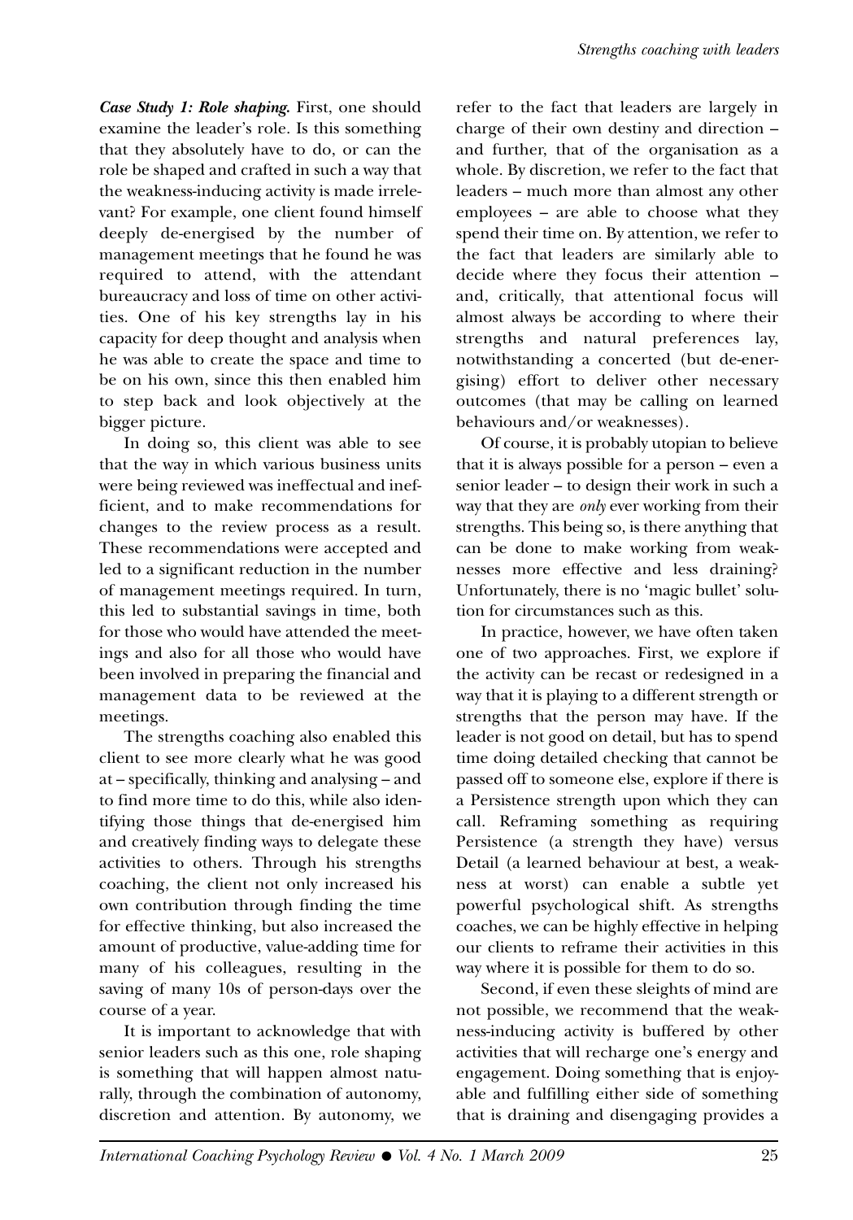***Case Study 1: Role shaping.*** First, one should examine the leader's role. Is this something that they absolutely have to do, or can the role be shaped and crafted in such a way that the weakness-inducing activity is made irrelevant? For example, one client found himself deeply de-energised by the number of management meetings that he found he was required to attend, with the attendant bureaucracy and loss of time on other activities. One of his key strengths lay in his capacity for deep thought and analysis when he was able to create the space and time to be on his own, since this then enabled him to step back and look objectively at the bigger picture.

In doing so, this client was able to see that the way in which various business units were being reviewed was ineffectual and inefficient, and to make recommendations for changes to the review process as a result. These recommendations were accepted and led to a significant reduction in the number of management meetings required. In turn, this led to substantial savings in time, both for those who would have attended the meetings and also for all those who would have been involved in preparing the financial and management data to be reviewed at the meetings.

The strengths coaching also enabled this client to see more clearly what he was good at – specifically, thinking and analysing – and to find more time to do this, while also identifying those things that de-energised him and creatively finding ways to delegate these activities to others. Through his strengths coaching, the client not only increased his own contribution through finding the time for effective thinking, but also increased the amount of productive, value-adding time for many of his colleagues, resulting in the saving of many 10s of person-days over the course of a year.

It is important to acknowledge that with senior leaders such as this one, role shaping is something that will happen almost naturally, through the combination of autonomy, discretion and attention. By autonomy, we refer to the fact that leaders are largely in charge of their own destiny and direction – and further, that of the organisation as a whole. By discretion, we refer to the fact that leaders – much more than almost any other employees – are able to choose what they spend their time on. By attention, we refer to the fact that leaders are similarly able to decide where they focus their attention – and, critically, that attentional focus will almost always be according to where their strengths and natural preferences lay, notwithstanding a concerted (but de-energising) effort to deliver other necessary outcomes (that may be calling on learned behaviours and/or weaknesses).

Of course, it is probably utopian to believe that it is always possible for a person – even a senior leader – to design their work in such a way that they are *only* ever working from their strengths. This being so, is there anything that can be done to make working from weaknesses more effective and less draining? Unfortunately, there is no 'magic bullet' solution for circumstances such as this.

In practice, however, we have often taken one of two approaches. First, we explore if the activity can be recast or redesigned in a way that it is playing to a different strength or strengths that the person may have. If the leader is not good on detail, but has to spend time doing detailed checking that cannot be passed off to someone else, explore if there is a Persistence strength upon which they can call. Reframing something as requiring Persistence (a strength they have) versus Detail (a learned behaviour at best, a weakness at worst) can enable a subtle yet powerful psychological shift. As strengths coaches, we can be highly effective in helping our clients to reframe their activities in this way where it is possible for them to do so.

Second, if even these sleights of mind are not possible, we recommend that the weakness-inducing activity is buffered by other activities that will recharge one's energy and engagement. Doing something that is enjoyable and fulfilling either side of something that is draining and disengaging provides a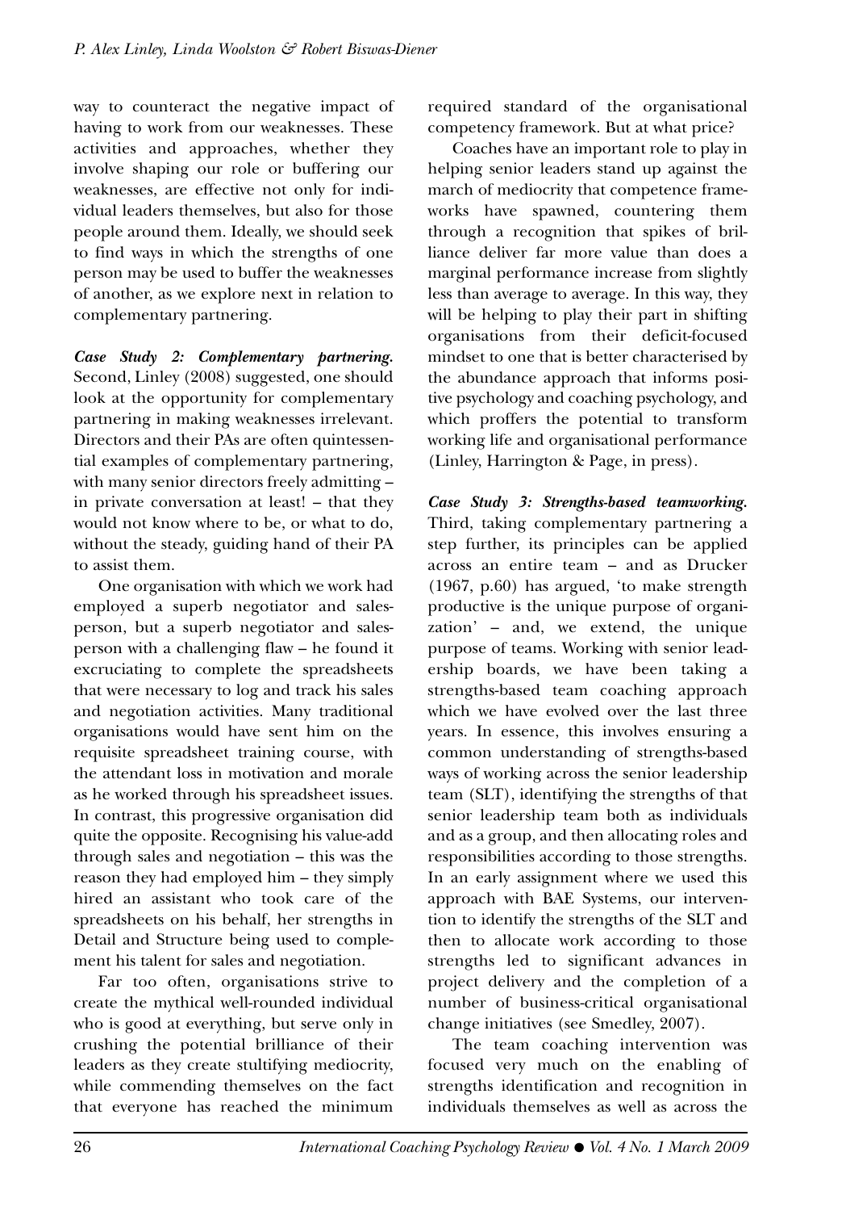way to counteract the negative impact of having to work from our weaknesses. These activities and approaches, whether they involve shaping our role or buffering our weaknesses, are effective not only for individual leaders themselves, but also for those people around them. Ideally, we should seek to find ways in which the strengths of one person may be used to buffer the weaknesses of another, as we explore next in relation to complementary partnering.

***Case Study 2: Complementary partnering.*** Second, Linley (2008) suggested, one should look at the opportunity for complementary partnering in making weaknesses irrelevant. Directors and their PAs are often quintessential examples of complementary partnering, with many senior directors freely admitting – in private conversation at least! – that they would not know where to be, or what to do, without the steady, guiding hand of their PA to assist them.

One organisation with which we work had employed a superb negotiator and salesperson, but a superb negotiator and salesperson with a challenging flaw – he found it excruciating to complete the spreadsheets that were necessary to log and track his sales and negotiation activities. Many traditional organisations would have sent him on the requisite spreadsheet training course, with the attendant loss in motivation and morale as he worked through his spreadsheet issues. In contrast, this progressive organisation did quite the opposite. Recognising his value-add through sales and negotiation – this was the reason they had employed him – they simply hired an assistant who took care of the spreadsheets on his behalf, her strengths in Detail and Structure being used to complement his talent for sales and negotiation.

Far too often, organisations strive to create the mythical well-rounded individual who is good at everything, but serve only in crushing the potential brilliance of their leaders as they create stultifying mediocrity, while commending themselves on the fact that everyone has reached the minimum required standard of the organisational competency framework. But at what price?

Coaches have an important role to play in helping senior leaders stand up against the march of mediocrity that competence frameworks have spawned, countering them through a recognition that spikes of brilliance deliver far more value than does a marginal performance increase from slightly less than average to average. In this way, they will be helping to play their part in shifting organisations from their deficit-focused mindset to one that is better characterised by the abundance approach that informs positive psychology and coaching psychology, and which proffers the potential to transform working life and organisational performance (Linley, Harrington & Page, in press).

***Case Study 3: Strengths-based teamworking.*** Third, taking complementary partnering a step further, its principles can be applied across an entire team – and as Drucker (1967, p.60) has argued, 'to make strength productive is the unique purpose of organization' – and, we extend, the unique purpose of teams. Working with senior leadership boards, we have been taking a strengths-based team coaching approach which we have evolved over the last three years. In essence, this involves ensuring a common understanding of strengths-based ways of working across the senior leadership team (SLT), identifying the strengths of that senior leadership team both as individuals and as a group, and then allocating roles and responsibilities according to those strengths. In an early assignment where we used this approach with BAE Systems, our intervention to identify the strengths of the SLT and then to allocate work according to those strengths led to significant advances in project delivery and the completion of a number of business-critical organisational change initiatives (see Smedley, 2007).

The team coaching intervention was focused very much on the enabling of strengths identification and recognition in individuals themselves as well as across the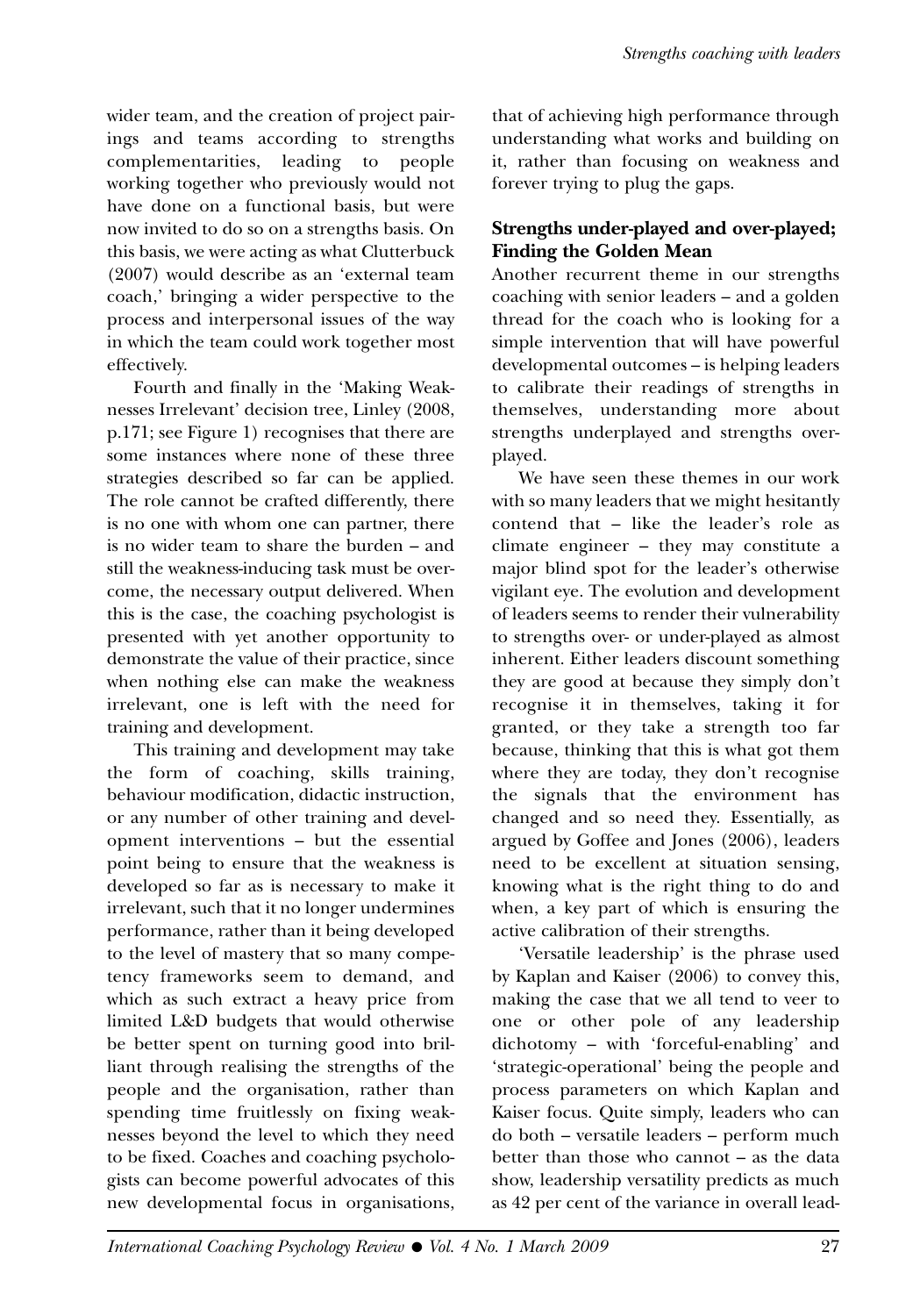wider team, and the creation of project pairings and teams according to strengths complementarities, leading to people working together who previously would not have done on a functional basis, but were now invited to do so on a strengths basis. On this basis, we were acting as what Clutterbuck (2007) would describe as an 'external team coach,' bringing a wider perspective to the process and interpersonal issues of the way in which the team could work together most effectively.

Fourth and finally in the 'Making Weaknesses Irrelevant' decision tree, Linley (2008, p.171; see Figure 1) recognises that there are some instances where none of these three strategies described so far can be applied. The role cannot be crafted differently, there is no one with whom one can partner, there is no wider team to share the burden – and still the weakness-inducing task must be overcome, the necessary output delivered. When this is the case, the coaching psychologist is presented with yet another opportunity to demonstrate the value of their practice, since when nothing else can make the weakness irrelevant, one is left with the need for training and development.

This training and development may take the form of coaching, skills training, behaviour modification, didactic instruction, or any number of other training and development interventions – but the essential point being to ensure that the weakness is developed so far as is necessary to make it irrelevant, such that it no longer undermines performance, rather than it being developed to the level of mastery that so many competency frameworks seem to demand, and which as such extract a heavy price from limited L&D budgets that would otherwise be better spent on turning good into brilliant through realising the strengths of the people and the organisation, rather than spending time fruitlessly on fixing weaknesses beyond the level to which they need to be fixed. Coaches and coaching psychologists can become powerful advocates of this new developmental focus in organisations, that of achieving high performance through understanding what works and building on it, rather than focusing on weakness and forever trying to plug the gaps.

### Strengths under-played and over-played; Finding the Golden Mean

Another recurrent theme in our strengths coaching with senior leaders – and a golden thread for the coach who is looking for a simple intervention that will have powerful developmental outcomes – is helping leaders to calibrate their readings of strengths in themselves, understanding more about strengths underplayed and strengths overplayed.

We have seen these themes in our work with so many leaders that we might hesitantly contend that – like the leader's role as climate engineer – they may constitute a major blind spot for the leader's otherwise vigilant eye. The evolution and development of leaders seems to render their vulnerability to strengths over- or under-played as almost inherent. Either leaders discount something they are good at because they simply don't recognise it in themselves, taking it for granted, or they take a strength too far because, thinking that this is what got them where they are today, they don't recognise the signals that the environment has changed and so need they. Essentially, as argued by Goffee and Jones (2006), leaders need to be excellent at situation sensing, knowing what is the right thing to do and when, a key part of which is ensuring the active calibration of their strengths.

'Versatile leadership' is the phrase used by Kaplan and Kaiser (2006) to convey this, making the case that we all tend to veer to one or other pole of any leadership dichotomy – with 'forceful-enabling' and 'strategic-operational' being the people and process parameters on which Kaplan and Kaiser focus. Quite simply, leaders who can do both – versatile leaders – perform much better than those who cannot – as the data show, leadership versatility predicts as much as 42 per cent of the variance in overall lead-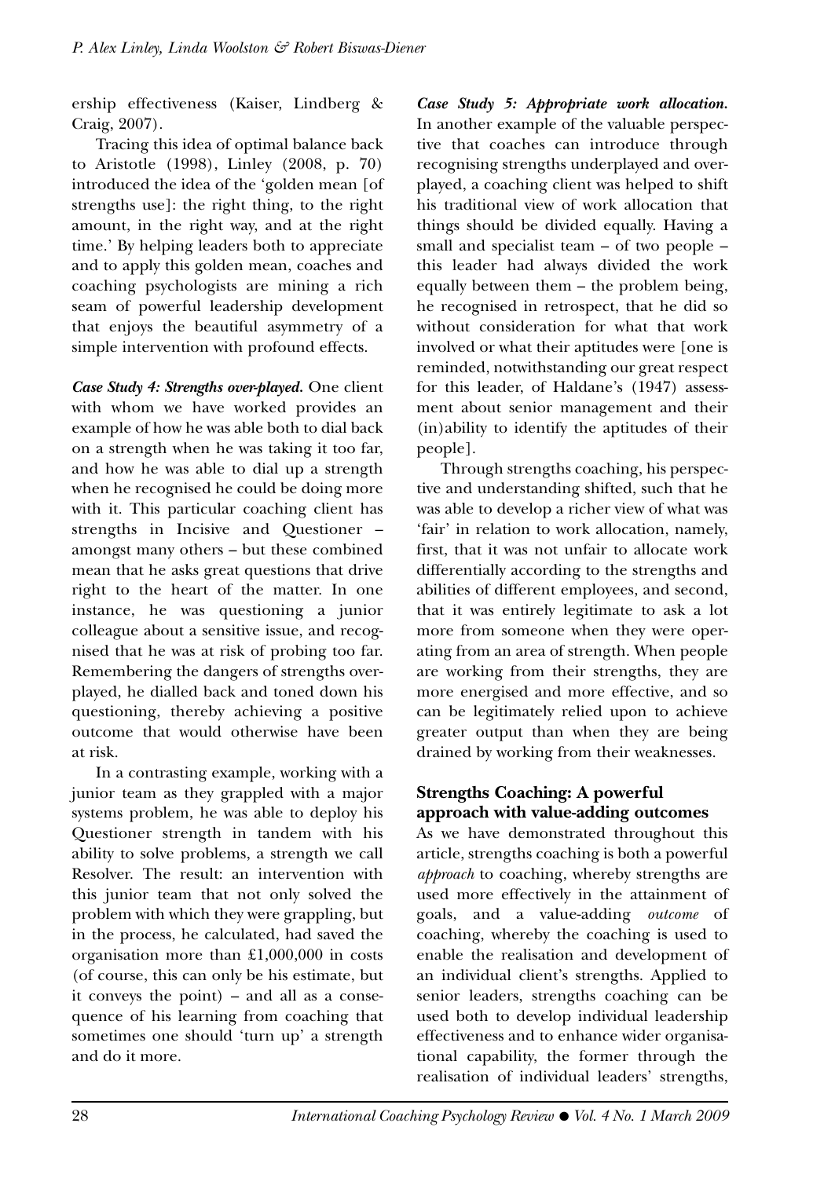ership effectiveness (Kaiser, Lindberg & Craig, 2007).

Tracing this idea of optimal balance back to Aristotle (1998), Linley (2008, p. 70) introduced the idea of the 'golden mean [of strengths use]: the right thing, to the right amount, in the right way, and at the right time.' By helping leaders both to appreciate and to apply this golden mean, coaches and coaching psychologists are mining a rich seam of powerful leadership development that enjoys the beautiful asymmetry of a simple intervention with profound effects.

***Case Study 4: Strengths over-played.*** One client with whom we have worked provides an example of how he was able both to dial back on a strength when he was taking it too far, and how he was able to dial up a strength when he recognised he could be doing more with it. This particular coaching client has strengths in Incisive and Questioner – amongst many others – but these combined mean that he asks great questions that drive right to the heart of the matter. In one instance, he was questioning a junior colleague about a sensitive issue, and recognised that he was at risk of probing too far. Remembering the dangers of strengths over-played, he dialled back and toned down his questioning, thereby achieving a positive outcome that would otherwise have been at risk.

In a contrasting example, working with a junior team as they grappled with a major systems problem, he was able to deploy his Questioner strength in tandem with his ability to solve problems, a strength we call Resolver. The result: an intervention with this junior team that not only solved the problem with which they were grappling, but in the process, he calculated, had saved the organisation more than £1,000,000 in costs (of course, this can only be his estimate, but it conveys the point) – and all as a consequence of his learning from coaching that sometimes one should 'turn up' a strength and do it more.

***Case Study 5: Appropriate work allocation.*** In another example of the valuable perspective that coaches can introduce through recognising strengths underplayed and overplayed, a coaching client was helped to shift his traditional view of work allocation that things should be divided equally. Having a small and specialist team – of two people – this leader had always divided the work equally between them – the problem being, he recognised in retrospect, that he did so without consideration for what that work involved or what their aptitudes were [one is reminded, notwithstanding our great respect for this leader, of Haldane's (1947) assessment about senior management and their (in)ability to identify the aptitudes of their people].

Through strengths coaching, his perspective and understanding shifted, such that he was able to develop a richer view of what was 'fair' in relation to work allocation, namely, first, that it was not unfair to allocate work differentially according to the strengths and abilities of different employees, and second, that it was entirely legitimate to ask a lot more from someone when they were operating from an area of strength. When people are working from their strengths, they are more energised and more effective, and so can be legitimately relied upon to achieve greater output than when they are being drained by working from their weaknesses.

## Strengths Coaching: A powerful approach with value-adding outcomes

As we have demonstrated throughout this article, strengths coaching is both a powerful *approach* to coaching, whereby strengths are used more effectively in the attainment of goals, and a value-adding *outcome* of coaching, whereby the coaching is used to enable the realisation and development of an individual client's strengths. Applied to senior leaders, strengths coaching can be used both to develop individual leadership effectiveness and to enhance wider organisational capability, the former through the realisation of individual leaders' strengths,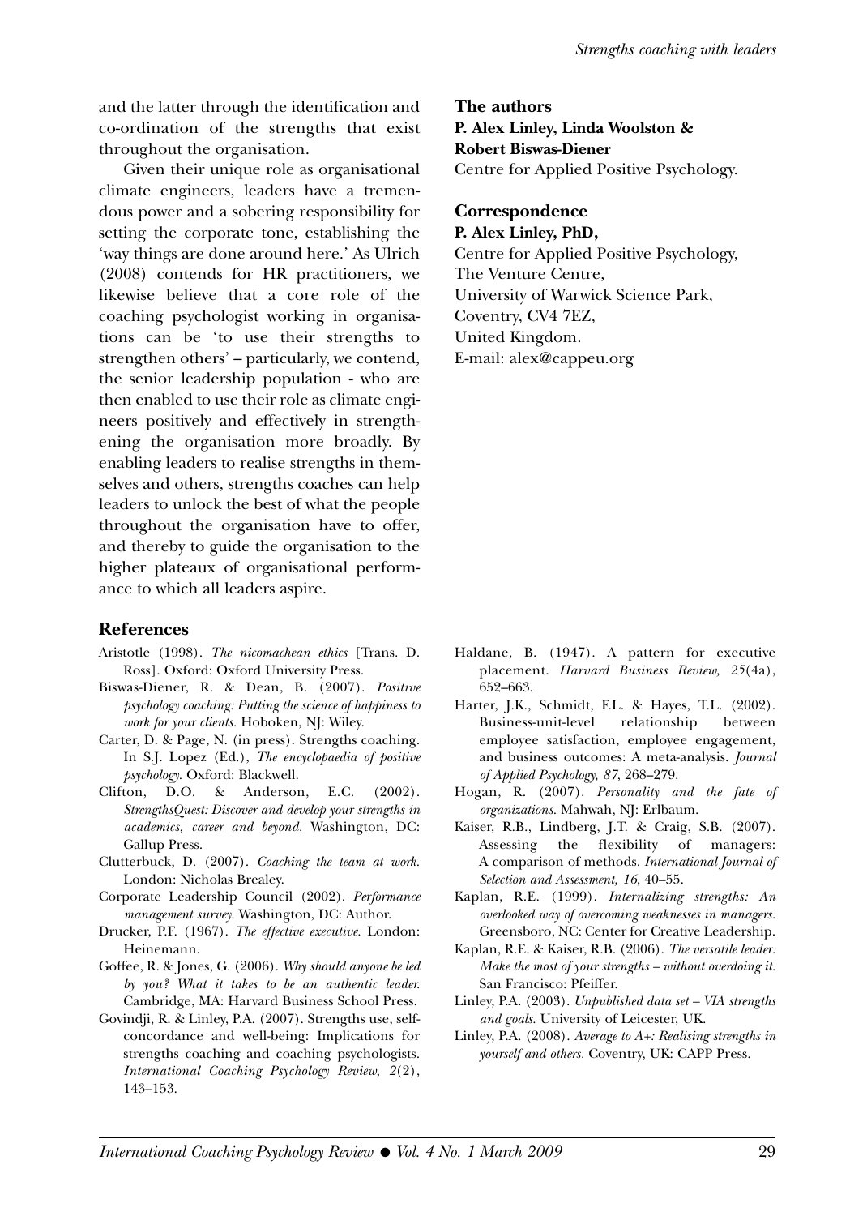and the latter through the identification and co-ordination of the strengths that exist throughout the organisation.

Given their unique role as organisational climate engineers, leaders have a tremendous power and a sobering responsibility for setting the corporate tone, establishing the 'way things are done around here.' As Ulrich (2008) contends for HR practitioners, we likewise believe that a core role of the coaching psychologist working in organisations can be 'to use their strengths to strengthen others' – particularly, we contend, the senior leadership population - who are then enabled to use their role as climate engineers positively and effectively in strengthening the organisation more broadly. By enabling leaders to realise strengths in themselves and others, strengths coaches can help leaders to unlock the best of what the people throughout the organisation have to offer, and thereby to guide the organisation to the higher plateaux of organisational performance to which all leaders aspire.

## The authors

**P. Alex Linley, Linda Woolston & Robert Biswas-Diener**
Centre for Applied Positive Psychology.

## Correspondence

**P. Alex Linley, PhD,**
Centre for Applied Positive Psychology,
The Venture Centre,
University of Warwick Science Park,
Coventry, CV4 7EZ,
United Kingdom.
E-mail: alex@cappeu.org

## References

Aristotle (1998). *The nicomachean ethics* [Trans. D. Ross]. Oxford: Oxford University Press.

Biswas-Diener, R. & Dean, B. (2007). *Positive psychology coaching: Putting the science of happiness to work for your clients.* Hoboken, NJ: Wiley.

Carter, D. & Page, N. (in press). Strengths coaching. In S.J. Lopez (Ed.), *The encyclopaedia of positive psychology.* Oxford: Blackwell.

Clifton, D.O. & Anderson, E.C. (2002). *StrengthsQuest: Discover and develop your strengths in academics, career and beyond.* Washington, DC: Gallup Press.

Clutterbuck, D. (2007). *Coaching the team at work.* London: Nicholas Brealey.

Corporate Leadership Council (2002). *Performance management survey.* Washington, DC: Author.

Drucker, P.F. (1967). *The effective executive.* London: Heinemann.

Goffee, R. & Jones, G. (2006). *Why should anyone be led by you? What it takes to be an authentic leader.* Cambridge, MA: Harvard Business School Press.

Govindji, R. & Linley, P.A. (2007). Strengths use, self-concordance and well-being: Implications for strengths coaching and coaching psychologists. *International Coaching Psychology Review, 2*(2), 143–153.

Haldane, B. (1947). A pattern for executive placement. *Harvard Business Review, 25*(4a), 652–663.

Harter, J.K., Schmidt, F.L. & Hayes, T.L. (2002). Business-unit-level relationship between employee satisfaction, employee engagement, and business outcomes: A meta-analysis. *Journal of Applied Psychology, 87*, 268–279.

Hogan, R. (2007). *Personality and the fate of organizations.* Mahwah, NJ: Erlbaum.

Kaiser, R.B., Lindberg, J.T. & Craig, S.B. (2007). Assessing the flexibility of managers: A comparison of methods. *International Journal of Selection and Assessment, 16*, 40–55.

Kaplan, R.E. (1999). *Internalizing strengths: An overlooked way of overcoming weaknesses in managers.* Greensboro, NC: Center for Creative Leadership.

Kaplan, R.E. & Kaiser, R.B. (2006). *The versatile leader: Make the most of your strengths – without overdoing it.* San Francisco: Pfeiffer.

Linley, P.A. (2003). *Unpublished data set – VIA strengths and goals.* University of Leicester, UK.

Linley, P.A. (2008). *Average to A+: Realising strengths in yourself and others.* Coventry, UK: CAPP Press.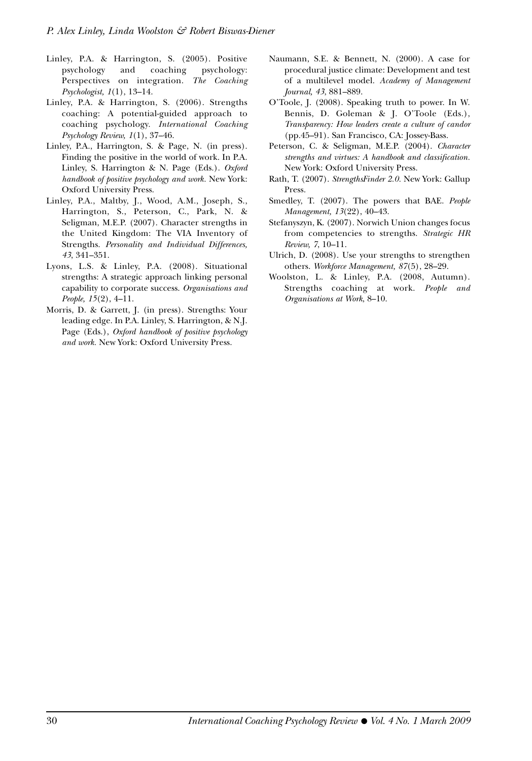Linley, P.A. & Harrington, S. (2005). Positive psychology and coaching psychology: Perspectives on integration. *The Coaching Psychologist, 1*(1), 13–14.

Linley, P.A. & Harrington, S. (2006). Strengths coaching: A potential-guided approach to coaching psychology. *International Coaching Psychology Review, 1*(1), 37–46.

Linley, P.A., Harrington, S. & Page, N. (in press). Finding the positive in the world of work. In P.A. Linley, S. Harrington & N. Page (Eds.). *Oxford handbook of positive psychology and work.* New York: Oxford University Press.

Linley, P.A., Maltby, J., Wood, A.M., Joseph, S., Harrington, S., Peterson, C., Park, N. & Seligman, M.E.P. (2007). Character strengths in the United Kingdom: The VIA Inventory of Strengths. *Personality and Individual Differences, 43*, 341–351.

Lyons, L.S. & Linley, P.A. (2008). Situational strengths: A strategic approach linking personal capability to corporate success. *Organisations and People, 15*(2), 4–11.

Morris, D. & Garrett, J. (in press). Strengths: Your leading edge. In P.A. Linley, S. Harrington, & N.J. Page (Eds.), *Oxford handbook of positive psychology and work.* New York: Oxford University Press.

Naumann, S.E. & Bennett, N. (2000). A case for procedural justice climate: Development and test of a multilevel model. *Academy of Management Journal, 43*, 881–889.

O'Toole, J. (2008). Speaking truth to power. In W. Bennis, D. Goleman & J. O'Toole (Eds.), *Transparency: How leaders create a culture of candor* (pp.45–91). San Francisco, CA: Jossey-Bass.

Peterson, C. & Seligman, M.E.P. (2004). *Character strengths and virtues: A handbook and classification.* New York: Oxford University Press.

Rath, T. (2007). *StrengthsFinder 2.0.* New York: Gallup Press.

Smedley, T. (2007). The powers that BAE. *People Management, 13*(22), 40–43.

Stefanyszyn, K. (2007). Norwich Union changes focus from competencies to strengths. *Strategic HR Review, 7*, 10–11.

Ulrich, D. (2008). Use your strengths to strengthen others. *Workforce Management, 87*(5), 28–29.

Woolston, L. & Linley, P.A. (2008, Autumn). Strengths coaching at work. *People and Organisations at Work*, 8–10.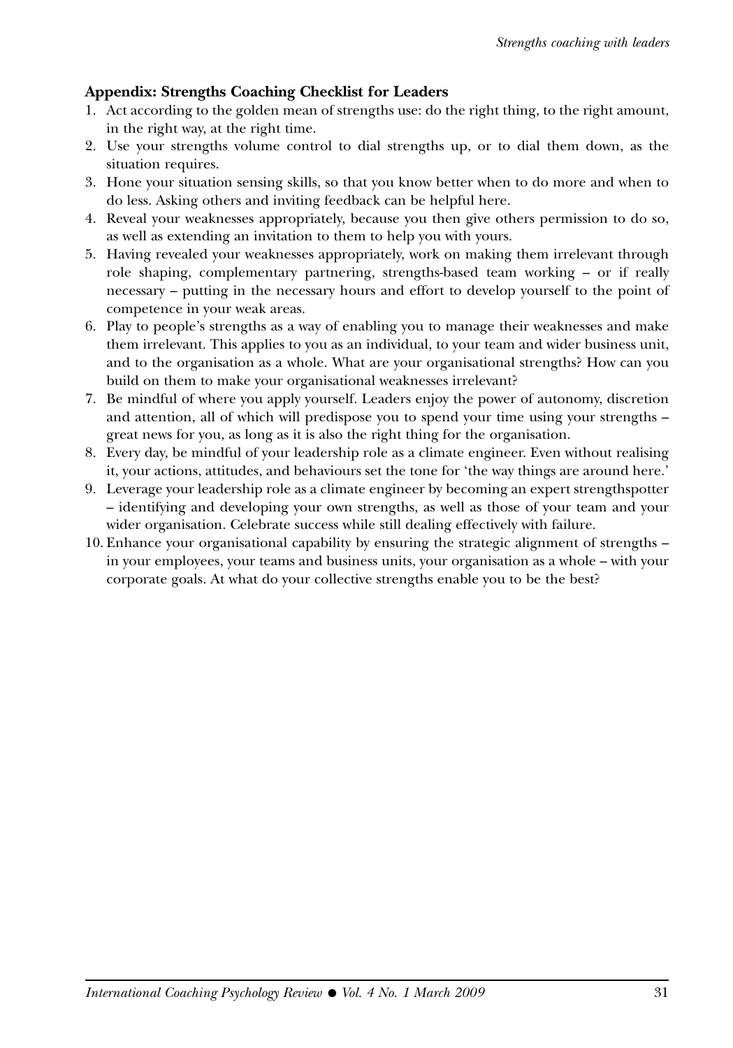**Appendix: Strengths Coaching Checklist for Leaders**

1. Act according to the golden mean of strengths use: do the right thing, to the right amount, in the right way, at the right time.
2. Use your strengths volume control to dial strengths up, or to dial them down, as the situation requires.
3. Hone your situation sensing skills, so that you know better when to do more and when to do less. Asking others and inviting feedback can be helpful here.
4. Reveal your weaknesses appropriately, because you then give others permission to do so, as well as extending an invitation to them to help you with yours.
5. Having revealed your weaknesses appropriately, work on making them irrelevant through role shaping, complementary partnering, strengths-based team working – or if really necessary – putting in the necessary hours and effort to develop yourself to the point of competence in your weak areas.
6. Play to people's strengths as a way of enabling you to manage their weaknesses and make them irrelevant. This applies to you as an individual, to your team and wider business unit, and to the organisation as a whole. What are your organisational strengths? How can you build on them to make your organisational weaknesses irrelevant?
7. Be mindful of where you apply yourself. Leaders enjoy the power of autonomy, discretion and attention, all of which will predispose you to spend your time using your strengths – great news for you, as long as it is also the right thing for the organisation.
8. Every day, be mindful of your leadership role as a climate engineer. Even without realising it, your actions, attitudes, and behaviours set the tone for 'the way things are around here.'
9. Leverage your leadership role as a climate engineer by becoming an expert strengthspotter – identifying and developing your own strengths, as well as those of your team and your wider organisation. Celebrate success while still dealing effectively with failure.
10. Enhance your organisational capability by ensuring the strategic alignment of strengths – in your employees, your teams and business units, your organisation as a whole – with your corporate goals. At what do your collective strengths enable you to be the best?